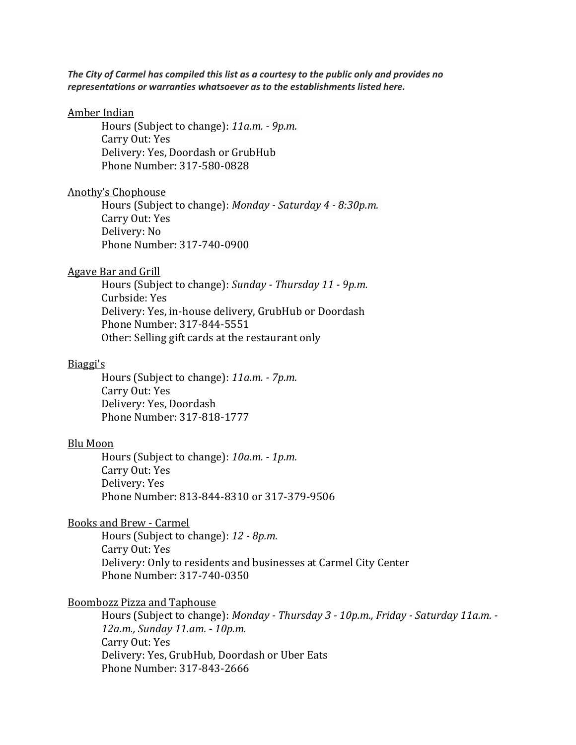***The City of Carmel has compiled this list as a courtesy to the public only and provides no representations or warranties whatsoever as to the establishments listed here.***

<u>Amber Indian</u>

Hours (Subject to change): *11a.m. - 9p.m.*
Carry Out: Yes
Delivery: Yes, Doordash or GrubHub
Phone Number: 317-580-0828

<u>Anothy's Chophouse</u>

Hours (Subject to change): *Monday - Saturday 4 - 8:30p.m.*
Carry Out: Yes
Delivery: No
Phone Number: 317-740-0900

<u>Agave Bar and Grill</u>

Hours (Subject to change): *Sunday - Thursday 11 - 9p.m.*
Curbside: Yes
Delivery: Yes, in-house delivery, GrubHub or Doordash
Phone Number: 317-844-5551
Other: Selling gift cards at the restaurant only

<u>Biaggi's</u>

Hours (Subject to change): *11a.m. - 7p.m.*
Carry Out: Yes
Delivery: Yes, Doordash
Phone Number: 317-818-1777

<u>Blu Moon</u>

Hours (Subject to change): *10a.m. - 1p.m.*
Carry Out: Yes
Delivery: Yes
Phone Number: 813-844-8310 or 317-379-9506

<u>Books and Brew - Carmel</u>

Hours (Subject to change): *12 - 8p.m.*
Carry Out: Yes
Delivery: Only to residents and businesses at Carmel City Center
Phone Number: 317-740-0350

<u>Boombozz Pizza and Taphouse</u>

Hours (Subject to change): *Monday - Thursday 3 - 10p.m., Friday - Saturday 11a.m. - 12a.m., Sunday 11.am. - 10p.m.*
Carry Out: Yes
Delivery: Yes, GrubHub, Doordash or Uber Eats
Phone Number: 317-843-2666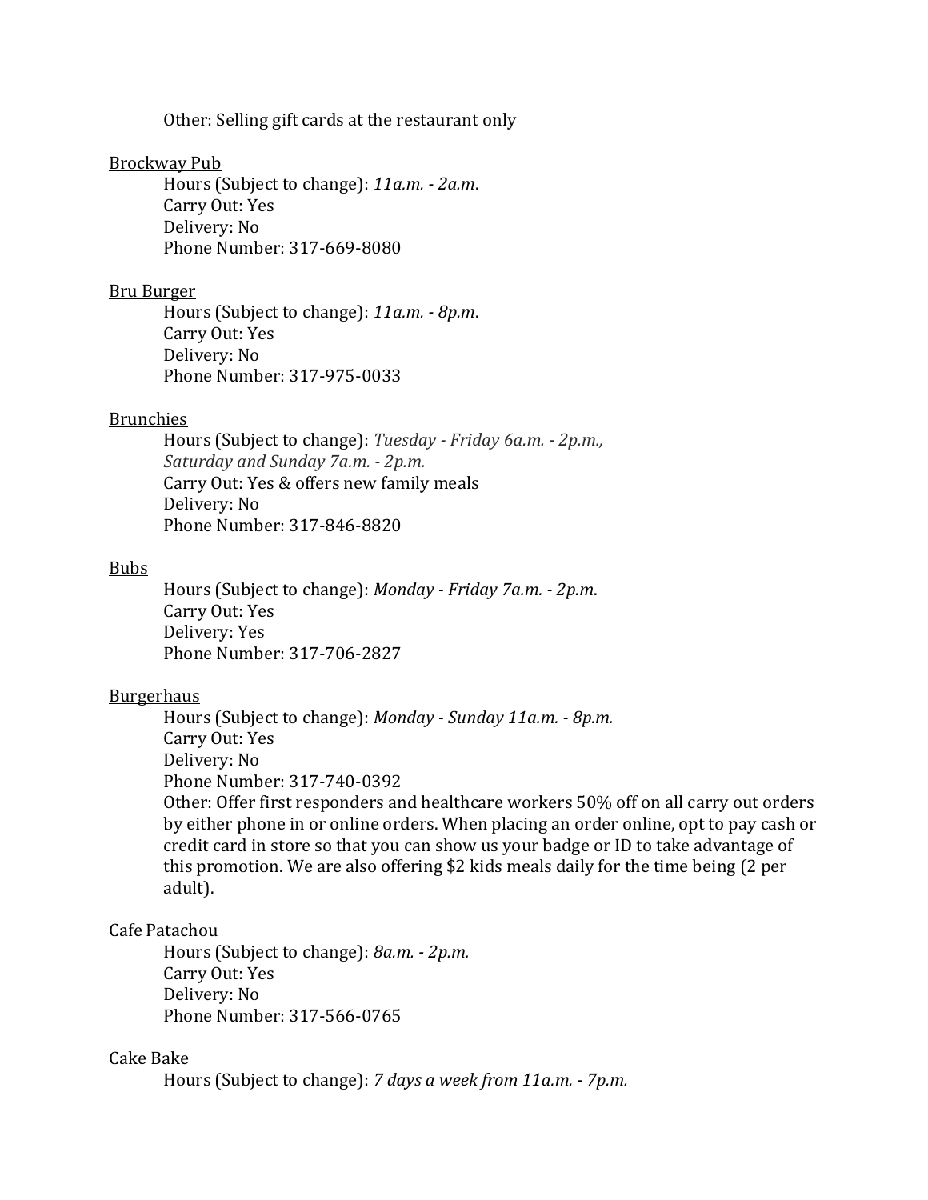Other: Selling gift cards at the restaurant only

<u>Brockway Pub</u>

Hours (Subject to change): *11a.m. - 2a.m*.
Carry Out: Yes
Delivery: No
Phone Number: 317-669-8080

<u>Bru Burger</u>

Hours (Subject to change): *11a.m. - 8p.m*.
Carry Out: Yes
Delivery: No
Phone Number: 317-975-0033

<u>Brunchies</u>

Hours (Subject to change): *Tuesday - Friday 6a.m. - 2p.m., Saturday and Sunday 7a.m. - 2p.m.*
Carry Out: Yes & offers new family meals
Delivery: No
Phone Number: 317-846-8820

<u>Bubs</u>

Hours (Subject to change): *Monday - Friday 7a.m. - 2p.m*.
Carry Out: Yes
Delivery: Yes
Phone Number: 317-706-2827

<u>Burgerhaus</u>

Hours (Subject to change): *Monday - Sunday 11a.m. - 8p.m.*
Carry Out: Yes
Delivery: No
Phone Number: 317-740-0392
Other: Offer first responders and healthcare workers 50% off on all carry out orders by either phone in or online orders. When placing an order online, opt to pay cash or credit card in store so that you can show us your badge or ID to take advantage of this promotion. We are also offering $2 kids meals daily for the time being (2 per adult).

<u>Cafe Patachou</u>

Hours (Subject to change): *8a.m. - 2p.m.*
Carry Out: Yes
Delivery: No
Phone Number: 317-566-0765

<u>Cake Bake</u>

Hours (Subject to change): *7 days a week from 11a.m. - 7p.m.*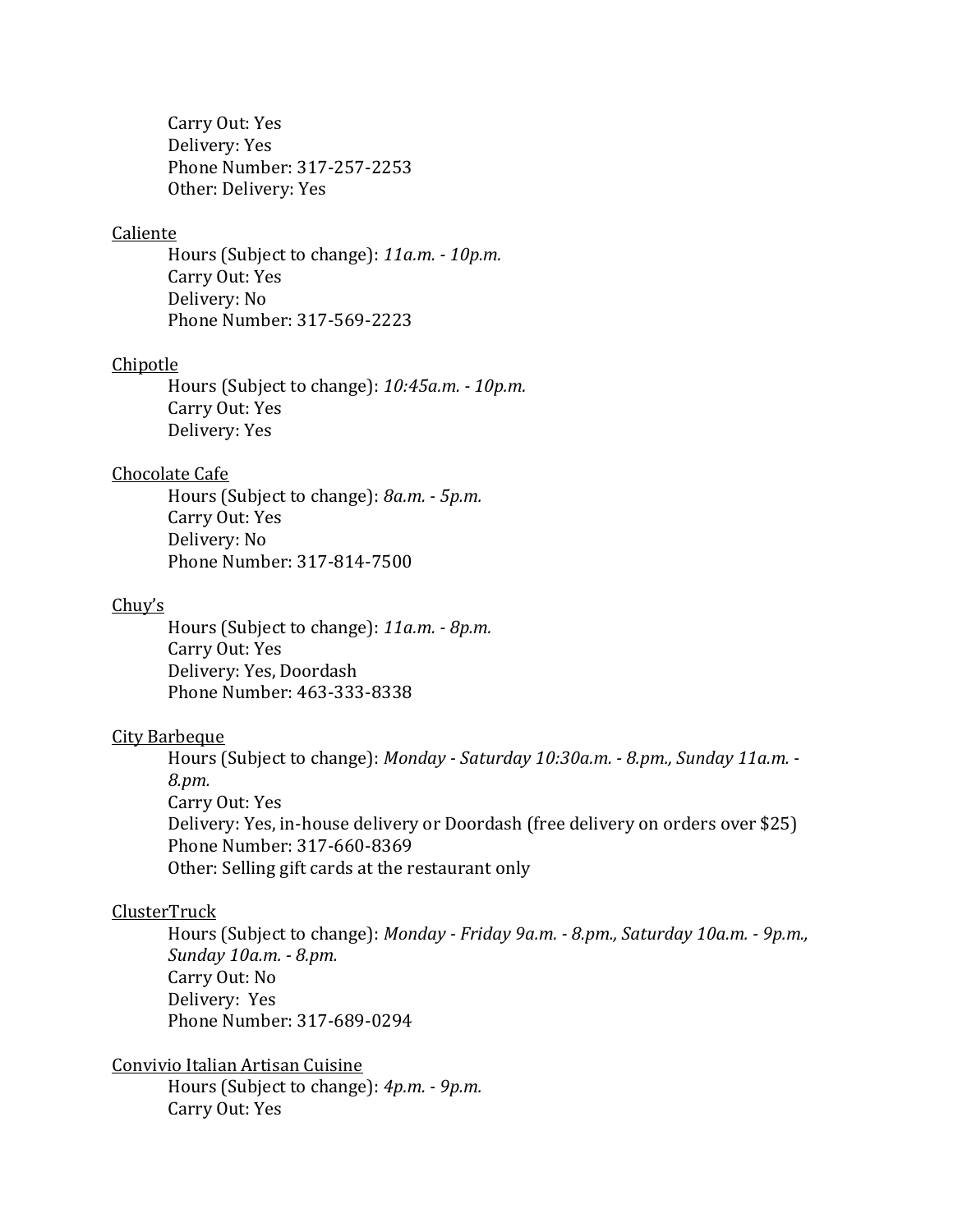Carry Out: Yes
Delivery: Yes
Phone Number: 317-257-2253
Other: Delivery: Yes

<u>Caliente</u>

Hours (Subject to change): *11a.m. - 10p.m.*
Carry Out: Yes
Delivery: No
Phone Number: 317-569-2223

<u>Chipotle</u>

Hours (Subject to change): *10:45a.m. - 10p.m.*
Carry Out: Yes
Delivery: Yes

<u>Chocolate Cafe</u>

Hours (Subject to change): *8a.m. - 5p.m.*
Carry Out: Yes
Delivery: No
Phone Number: 317-814-7500

<u>Chuy's</u>

Hours (Subject to change): *11a.m. - 8p.m.*
Carry Out: Yes
Delivery: Yes, Doordash
Phone Number: 463-333-8338

<u>City Barbeque</u>

Hours (Subject to change): *Monday - Saturday 10:30a.m. - 8.pm., Sunday 11a.m. - 8.pm.*
Carry Out: Yes
Delivery: Yes, in-house delivery or Doordash (free delivery on orders over $25)
Phone Number: 317-660-8369
Other: Selling gift cards at the restaurant only

<u>ClusterTruck</u>

Hours (Subject to change): *Monday - Friday 9a.m. - 8.pm., Saturday 10a.m. - 9p.m., Sunday 10a.m. - 8.pm.*
Carry Out: No
Delivery: Yes
Phone Number: 317-689-0294

<u>Convivio Italian Artisan Cuisine</u>

Hours (Subject to change): *4p.m. - 9p.m.*
Carry Out: Yes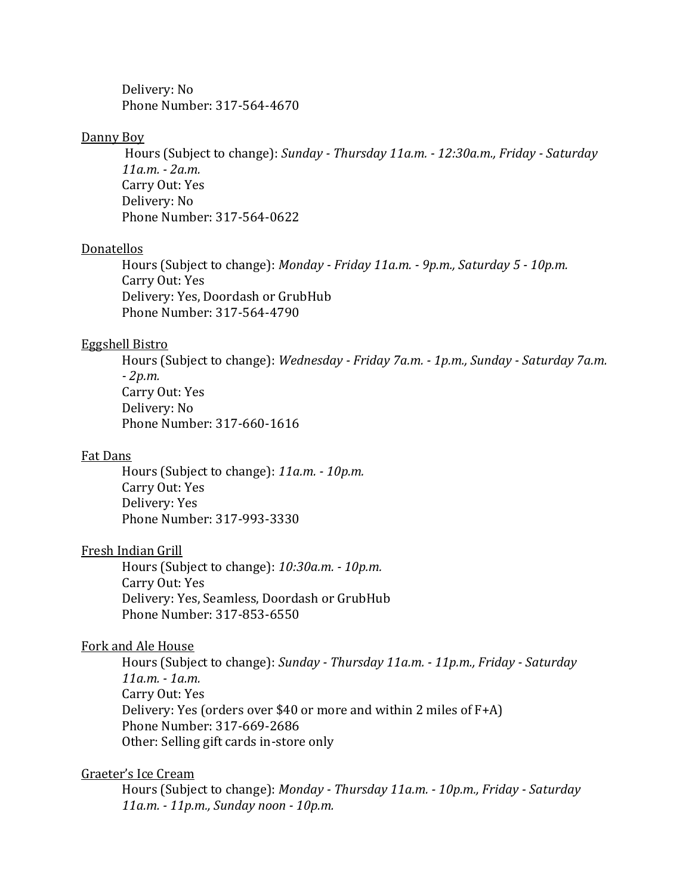Delivery: No
Phone Number: 317-564-4670

<u>Danny Boy</u>

Hours (Subject to change): *Sunday - Thursday 11a.m. - 12:30a.m., Friday - Saturday 11a.m. - 2a.m.*
Carry Out: Yes
Delivery: No
Phone Number: 317-564-0622

<u>Donatellos</u>

Hours (Subject to change): *Monday - Friday 11a.m. - 9p.m., Saturday 5 - 10p.m.*
Carry Out: Yes
Delivery: Yes, Doordash or GrubHub
Phone Number: 317-564-4790

<u>Eggshell Bistro</u>

Hours (Subject to change): *Wednesday - Friday 7a.m. - 1p.m., Sunday - Saturday 7a.m. - 2p.m.*
Carry Out: Yes
Delivery: No
Phone Number: 317-660-1616

<u>Fat Dans</u>

Hours (Subject to change): *11a.m. - 10p.m.*
Carry Out: Yes
Delivery: Yes
Phone Number: 317-993-3330

<u>Fresh Indian Grill</u>

Hours (Subject to change): *10:30a.m. - 10p.m.*
Carry Out: Yes
Delivery: Yes, Seamless, Doordash or GrubHub
Phone Number: 317-853-6550

<u>Fork and Ale House</u>

Hours (Subject to change): *Sunday - Thursday 11a.m. - 11p.m., Friday - Saturday 11a.m. - 1a.m.*
Carry Out: Yes
Delivery: Yes (orders over $40 or more and within 2 miles of F+A)
Phone Number: 317-669-2686
Other: Selling gift cards in-store only

<u>Graeter's Ice Cream</u>

Hours (Subject to change): *Monday - Thursday 11a.m. - 10p.m., Friday - Saturday 11a.m. - 11p.m., Sunday noon - 10p.m.*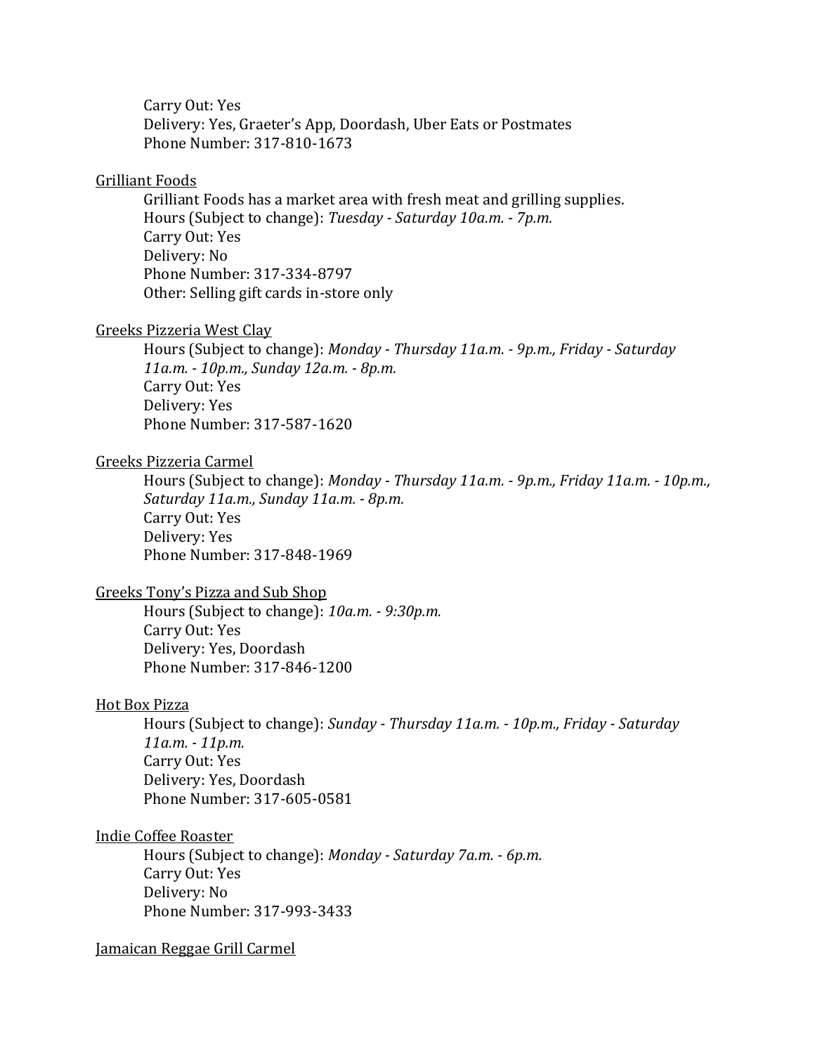Carry Out: Yes
Delivery: Yes, Graeter's App, Doordash, Uber Eats or Postmates
Phone Number: 317-810-1673

<u>Grilliant Foods</u>

Grilliant Foods has a market area with fresh meat and grilling supplies.
Hours (Subject to change): *Tuesday - Saturday 10a.m. - 7p.m.*
Carry Out: Yes
Delivery: No
Phone Number: 317-334-8797
Other: Selling gift cards in-store only

<u>Greeks Pizzeria West Clay</u>

Hours (Subject to change): *Monday - Thursday 11a.m. - 9p.m., Friday - Saturday 11a.m. - 10p.m., Sunday 12a.m. - 8p.m.*
Carry Out: Yes
Delivery: Yes
Phone Number: 317-587-1620

<u>Greeks Pizzeria Carmel</u>

Hours (Subject to change): *Monday - Thursday 11a.m. - 9p.m., Friday 11a.m. - 10p.m., Saturday 11a.m., Sunday 11a.m. - 8p.m.*
Carry Out: Yes
Delivery: Yes
Phone Number: 317-848-1969

<u>Greeks Tony's Pizza and Sub Shop</u>

Hours (Subject to change): *10a.m. - 9:30p.m.*
Carry Out: Yes
Delivery: Yes, Doordash
Phone Number: 317-846-1200

<u>Hot Box Pizza</u>

Hours (Subject to change): *Sunday - Thursday 11a.m. - 10p.m., Friday - Saturday 11a.m. - 11p.m.*
Carry Out: Yes
Delivery: Yes, Doordash
Phone Number: 317-605-0581

<u>Indie Coffee Roaster</u>

Hours (Subject to change): *Monday - Saturday 7a.m. - 6p.m.*
Carry Out: Yes
Delivery: No
Phone Number: 317-993-3433

<u>Jamaican Reggae Grill Carmel</u>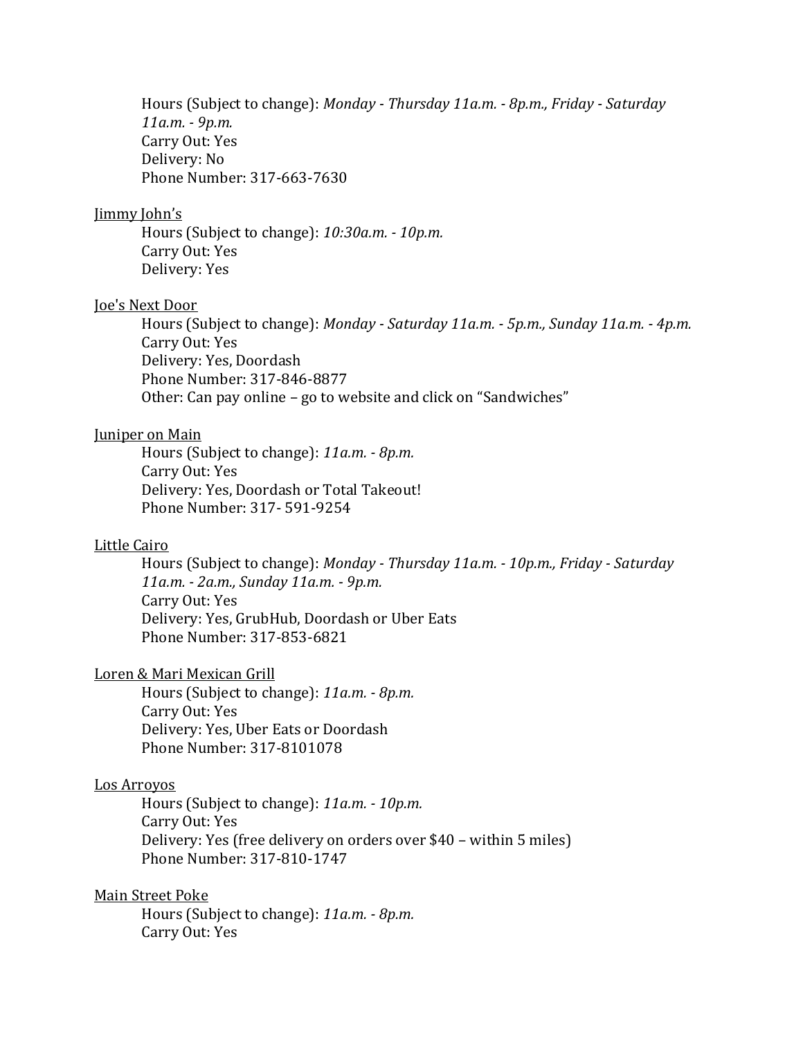Hours (Subject to change): *Monday - Thursday 11a.m. - 8p.m., Friday - Saturday 11a.m. - 9p.m.*
Carry Out: Yes
Delivery: No
Phone Number: 317-663-7630

<u>Jimmy John's</u>

Hours (Subject to change): *10:30a.m. - 10p.m.*
Carry Out: Yes
Delivery: Yes

<u>Joe's Next Door</u>

Hours (Subject to change): *Monday - Saturday 11a.m. - 5p.m., Sunday 11a.m. - 4p.m.*
Carry Out: Yes
Delivery: Yes, Doordash
Phone Number: 317-846-8877
Other: Can pay online – go to website and click on "Sandwiches"

<u>Juniper on Main</u>

Hours (Subject to change): *11a.m. - 8p.m.*
Carry Out: Yes
Delivery: Yes, Doordash or Total Takeout!
Phone Number: 317- 591-9254

<u>Little Cairo</u>

Hours (Subject to change): *Monday - Thursday 11a.m. - 10p.m., Friday - Saturday 11a.m. - 2a.m., Sunday 11a.m. - 9p.m.*
Carry Out: Yes
Delivery: Yes, GrubHub, Doordash or Uber Eats
Phone Number: 317-853-6821

<u>Loren & Mari Mexican Grill</u>

Hours (Subject to change): *11a.m. - 8p.m.*
Carry Out: Yes
Delivery: Yes, Uber Eats or Doordash
Phone Number: 317-8101078

<u>Los Arroyos</u>

Hours (Subject to change): *11a.m. - 10p.m.*
Carry Out: Yes
Delivery: Yes (free delivery on orders over $40 – within 5 miles)
Phone Number: 317-810-1747

<u>Main Street Poke</u>

Hours (Subject to change): *11a.m. - 8p.m.*
Carry Out: Yes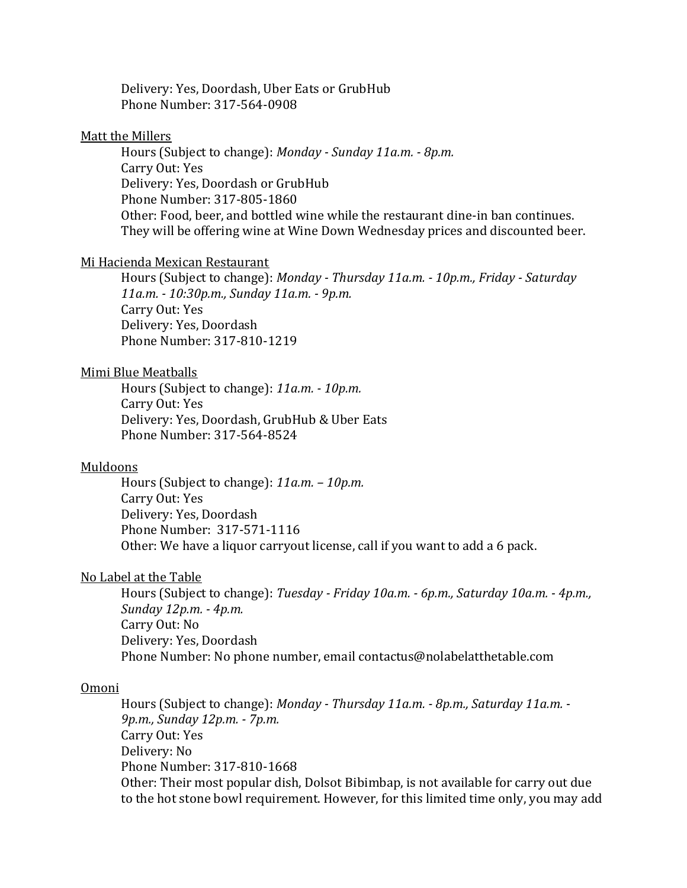Delivery: Yes, Doordash, Uber Eats or GrubHub
Phone Number: 317-564-0908

Matt the Millers

Hours (Subject to change): *Monday - Sunday 11a.m. - 8p.m.*
Carry Out: Yes
Delivery: Yes, Doordash or GrubHub
Phone Number: 317-805-1860
Other: Food, beer, and bottled wine while the restaurant dine-in ban continues. They will be offering wine at Wine Down Wednesday prices and discounted beer.

Mi Hacienda Mexican Restaurant

Hours (Subject to change): *Monday - Thursday 11a.m. - 10p.m., Friday - Saturday 11a.m. - 10:30p.m., Sunday 11a.m. - 9p.m.*
Carry Out: Yes
Delivery: Yes, Doordash
Phone Number: 317-810-1219

Mimi Blue Meatballs

Hours (Subject to change): *11a.m. - 10p.m.*
Carry Out: Yes
Delivery: Yes, Doordash, GrubHub & Uber Eats
Phone Number: 317-564-8524

Muldoons

Hours (Subject to change): *11a.m. – 10p.m.*
Carry Out: Yes
Delivery: Yes, Doordash
Phone Number: 317-571-1116
Other: We have a liquor carryout license, call if you want to add a 6 pack.

No Label at the Table

Hours (Subject to change): *Tuesday - Friday 10a.m. - 6p.m., Saturday 10a.m. - 4p.m., Sunday 12p.m. - 4p.m.*
Carry Out: No
Delivery: Yes, Doordash
Phone Number: No phone number, email contactus@nolabelatthetable.com

Omoni

Hours (Subject to change): *Monday - Thursday 11a.m. - 8p.m., Saturday 11a.m. - 9p.m., Sunday 12p.m. - 7p.m.*
Carry Out: Yes
Delivery: No
Phone Number: 317-810-1668
Other: Their most popular dish, Dolsot Bibimbap, is not available for carry out due to the hot stone bowl requirement. However, for this limited time only, you may add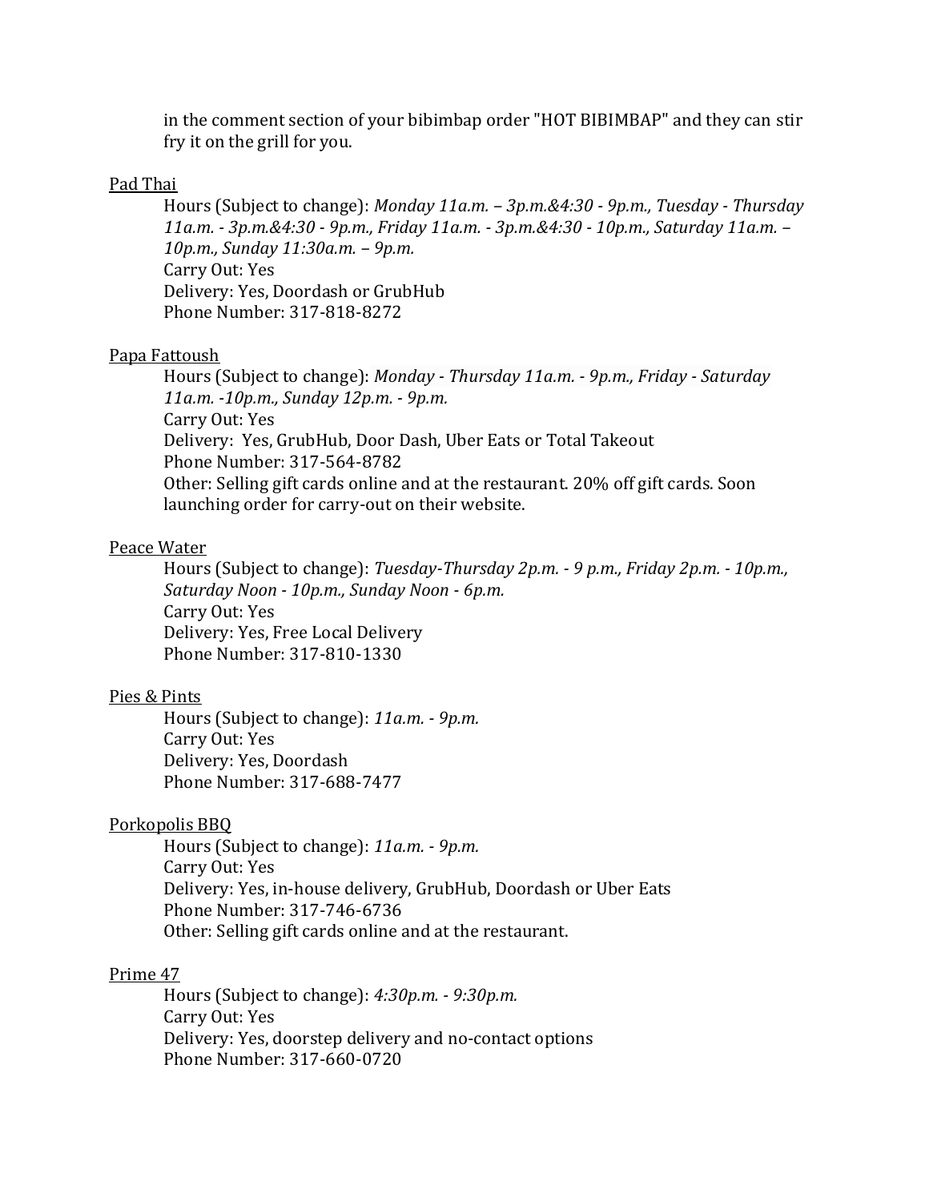in the comment section of your bibimbap order "HOT BIBIMBAP" and they can stir fry it on the grill for you.

Pad Thai

Hours (Subject to change): *Monday 11a.m. – 3p.m.&4:30 - 9p.m., Tuesday - Thursday 11a.m. - 3p.m.&4:30 - 9p.m., Friday 11a.m. - 3p.m.&4:30 - 10p.m., Saturday 11a.m. – 10p.m., Sunday 11:30a.m. – 9p.m.*
Carry Out: Yes
Delivery: Yes, Doordash or GrubHub
Phone Number: 317-818-8272

Papa Fattoush

Hours (Subject to change): *Monday - Thursday 11a.m. - 9p.m., Friday - Saturday 11a.m. -10p.m., Sunday 12p.m. - 9p.m.*
Carry Out: Yes
Delivery: Yes, GrubHub, Door Dash, Uber Eats or Total Takeout
Phone Number: 317-564-8782
Other: Selling gift cards online and at the restaurant. 20% off gift cards. Soon launching order for carry-out on their website.

Peace Water

Hours (Subject to change): *Tuesday-Thursday 2p.m. - 9 p.m., Friday 2p.m. - 10p.m., Saturday Noon - 10p.m., Sunday Noon - 6p.m.*
Carry Out: Yes
Delivery: Yes, Free Local Delivery
Phone Number: 317-810-1330

Pies & Pints

Hours (Subject to change): *11a.m. - 9p.m.*
Carry Out: Yes
Delivery: Yes, Doordash
Phone Number: 317-688-7477

Porkopolis BBQ

Hours (Subject to change): *11a.m. - 9p.m.*
Carry Out: Yes
Delivery: Yes, in-house delivery, GrubHub, Doordash or Uber Eats
Phone Number: 317-746-6736
Other: Selling gift cards online and at the restaurant.

Prime 47

Hours (Subject to change): *4:30p.m. - 9:30p.m.*
Carry Out: Yes
Delivery: Yes, doorstep delivery and no-contact options
Phone Number: 317-660-0720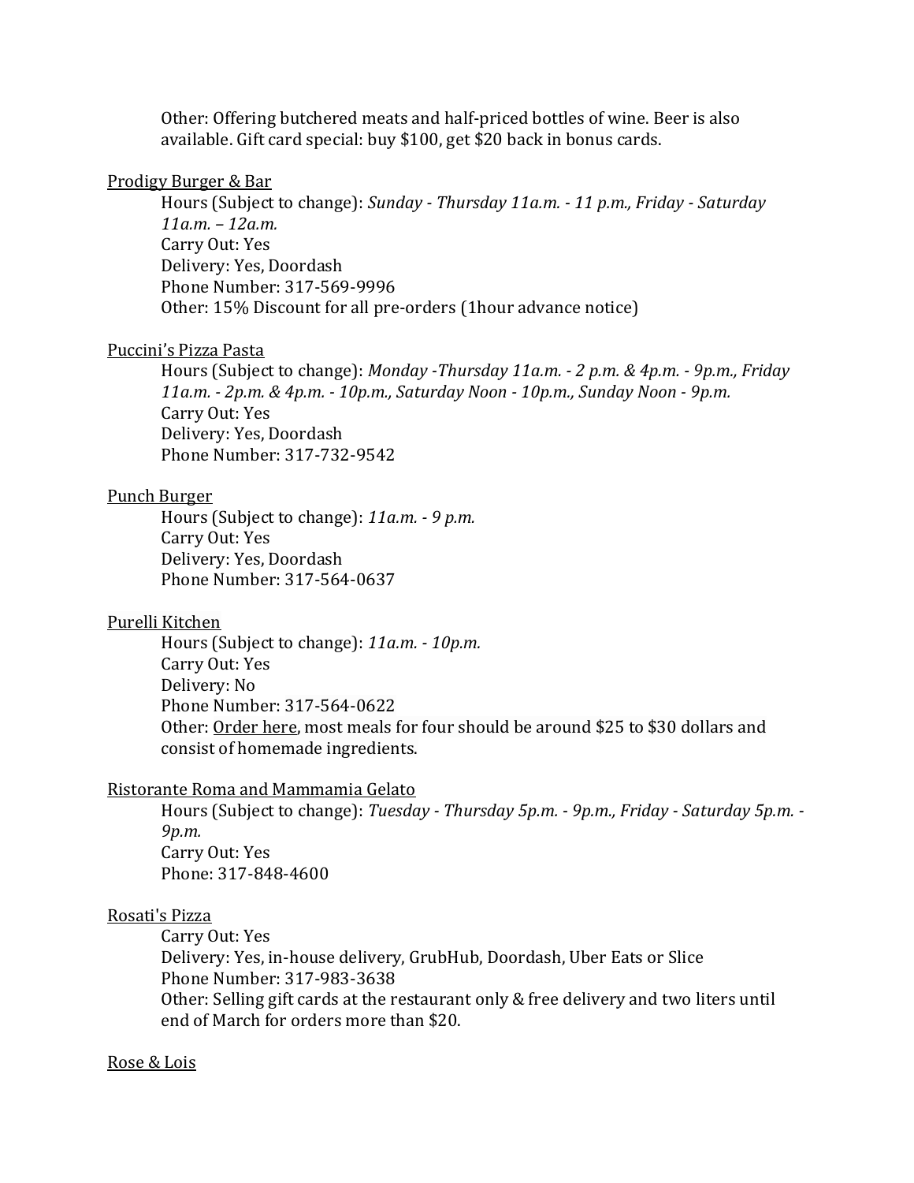Other: Offering butchered meats and half-priced bottles of wine. Beer is also available. Gift card special: buy $100, get $20 back in bonus cards.

<u>Prodigy Burger & Bar</u>

Hours (Subject to change): *Sunday - Thursday 11a.m. - 11 p.m., Friday - Saturday 11a.m. – 12a.m.*
Carry Out: Yes
Delivery: Yes, Doordash
Phone Number: 317-569-9996
Other: 15% Discount for all pre-orders (1hour advance notice)

<u>Puccini's Pizza Pasta</u>

Hours (Subject to change): *Monday -Thursday 11a.m. - 2 p.m. & 4p.m. - 9p.m., Friday 11a.m. - 2p.m. & 4p.m. - 10p.m., Saturday Noon - 10p.m., Sunday Noon - 9p.m.*
Carry Out: Yes
Delivery: Yes, Doordash
Phone Number: 317-732-9542

<u>Punch Burger</u>

Hours (Subject to change): *11a.m. - 9 p.m.*
Carry Out: Yes
Delivery: Yes, Doordash
Phone Number: 317-564-0637

<u>Purelli Kitchen</u>

Hours (Subject to change): *11a.m. - 10p.m.*
Carry Out: Yes
Delivery: No
Phone Number: 317-564-0622
Other: <u>Order here</u>, most meals for four should be around $25 to $30 dollars and consist of homemade ingredients.

<u>Ristorante Roma and Mammamia Gelato</u>

Hours (Subject to change): *Tuesday - Thursday 5p.m. - 9p.m., Friday - Saturday 5p.m. - 9p.m.*
Carry Out: Yes
Phone: 317-848-4600

<u>Rosati's Pizza</u>

Carry Out: Yes
Delivery: Yes, in-house delivery, GrubHub, Doordash, Uber Eats or Slice
Phone Number: 317-983-3638
Other: Selling gift cards at the restaurant only & free delivery and two liters until end of March for orders more than $20.

<u>Rose & Lois</u>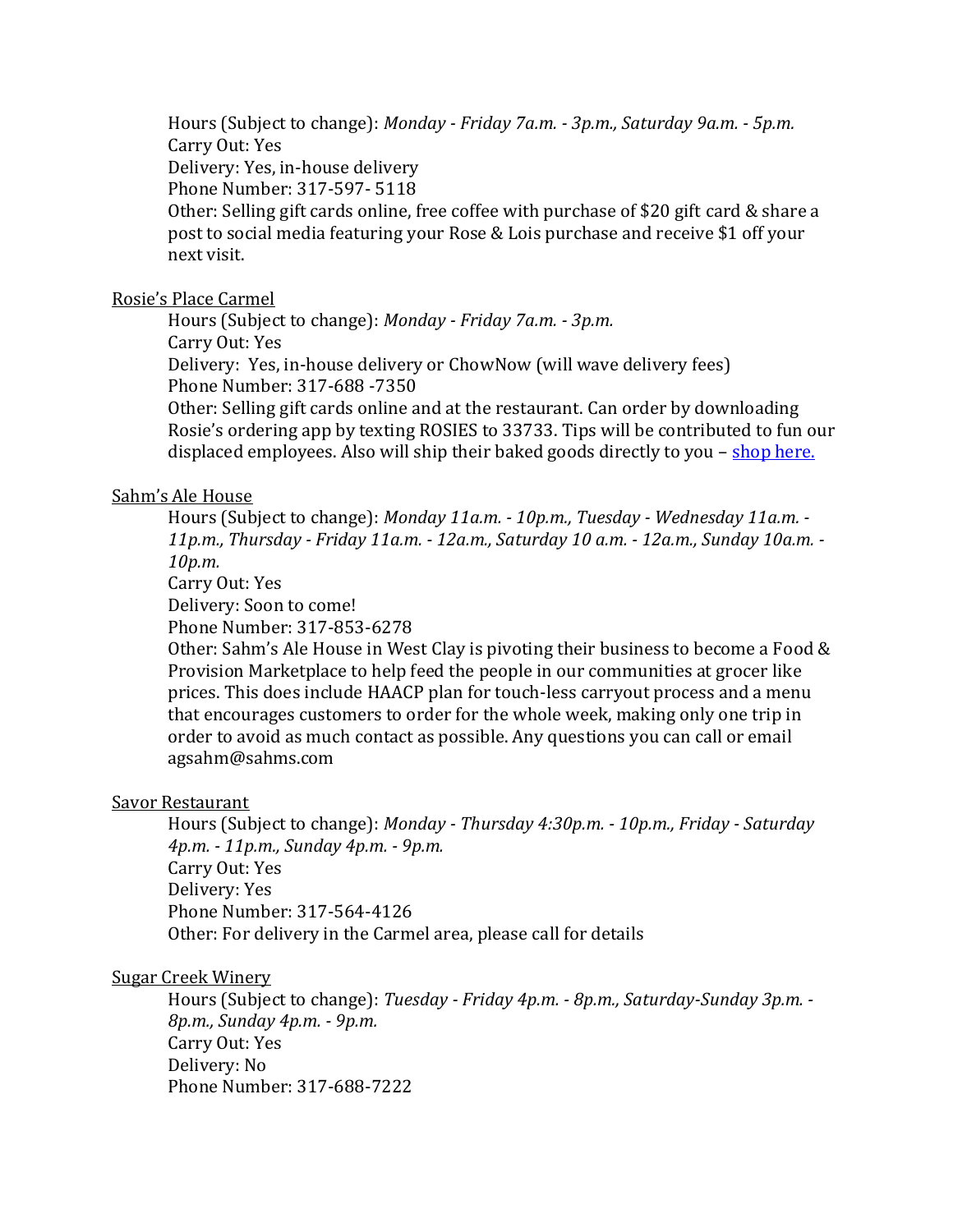Hours (Subject to change): *Monday - Friday 7a.m. - 3p.m., Saturday 9a.m. - 5p.m.*
Carry Out: Yes
Delivery: Yes, in-house delivery
Phone Number: 317-597- 5118
Other: Selling gift cards online, free coffee with purchase of $20 gift card & share a post to social media featuring your Rose & Lois purchase and receive $1 off your next visit.

Rosie's Place Carmel

Hours (Subject to change): *Monday - Friday 7a.m. - 3p.m.*
Carry Out: Yes
Delivery: Yes, in-house delivery or ChowNow (will wave delivery fees)
Phone Number: 317-688 -7350
Other: Selling gift cards online and at the restaurant. Can order by downloading Rosie's ordering app by texting ROSIES to 33733. Tips will be contributed to fun our displaced employees. Also will ship their baked goods directly to you – shop here.

Sahm's Ale House

Hours (Subject to change): *Monday 11a.m. - 10p.m., Tuesday - Wednesday 11a.m. - 11p.m., Thursday - Friday 11a.m. - 12a.m., Saturday 10 a.m. - 12a.m., Sunday 10a.m. - 10p.m.*
Carry Out: Yes
Delivery: Soon to come!
Phone Number: 317-853-6278
Other: Sahm's Ale House in West Clay is pivoting their business to become a Food & Provision Marketplace to help feed the people in our communities at grocer like prices. This does include HAACP plan for touch-less carryout process and a menu that encourages customers to order for the whole week, making only one trip in order to avoid as much contact as possible. Any questions you can call or email agsahm@sahms.com

Savor Restaurant

Hours (Subject to change): *Monday - Thursday 4:30p.m. - 10p.m., Friday - Saturday 4p.m. - 11p.m., Sunday 4p.m. - 9p.m.*
Carry Out: Yes
Delivery: Yes
Phone Number: 317-564-4126
Other: For delivery in the Carmel area, please call for details

Sugar Creek Winery

Hours (Subject to change): *Tuesday - Friday 4p.m. - 8p.m., Saturday-Sunday 3p.m. - 8p.m., Sunday 4p.m. - 9p.m.*
Carry Out: Yes
Delivery: No
Phone Number: 317-688-7222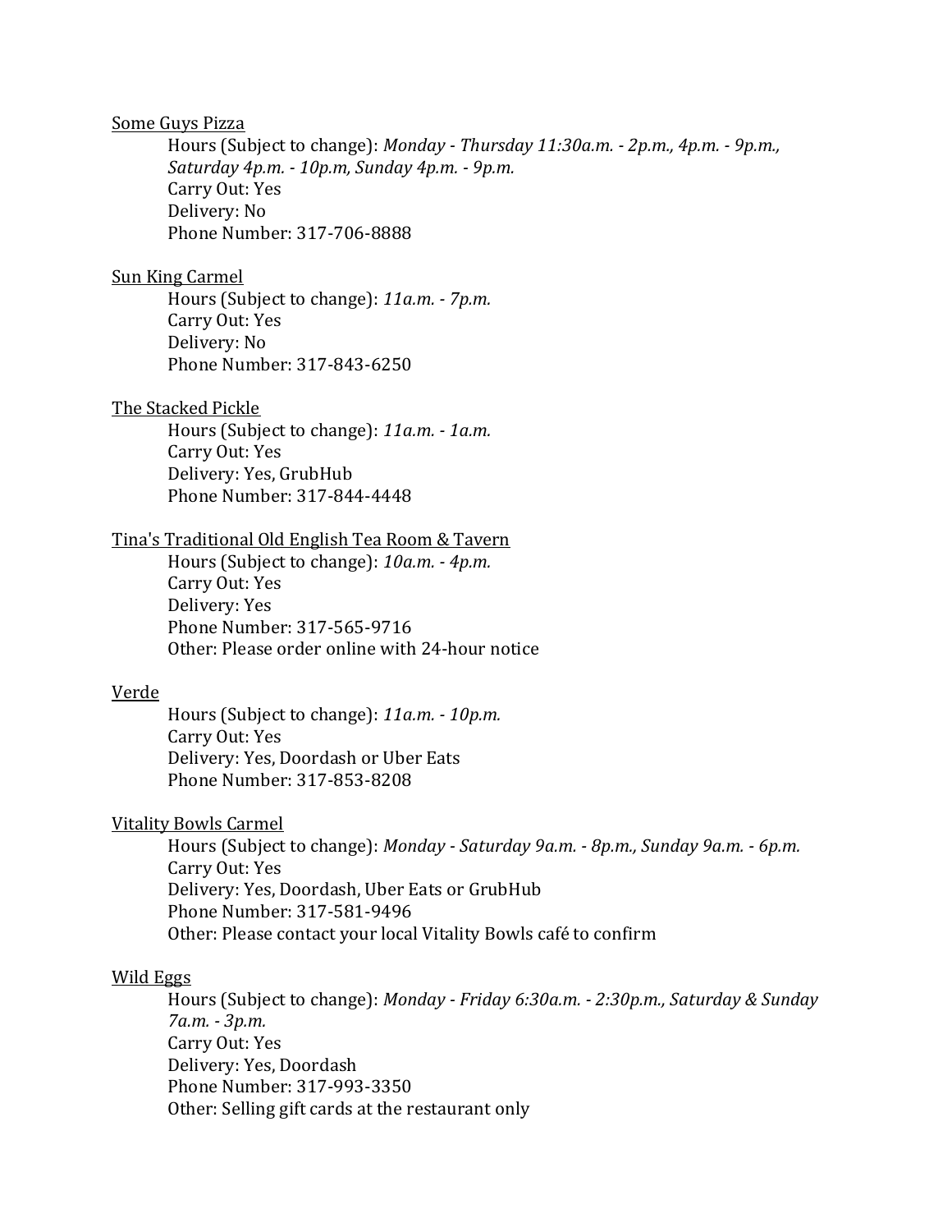Some Guys Pizza

Hours (Subject to change): *Monday - Thursday 11:30a.m. - 2p.m., 4p.m. - 9p.m., Saturday 4p.m. - 10p.m, Sunday 4p.m. - 9p.m.*
Carry Out: Yes
Delivery: No
Phone Number: 317-706-8888

Sun King Carmel

Hours (Subject to change): *11a.m. - 7p.m.*
Carry Out: Yes
Delivery: No
Phone Number: 317-843-6250

The Stacked Pickle

Hours (Subject to change): *11a.m. - 1a.m.*
Carry Out: Yes
Delivery: Yes, GrubHub
Phone Number: 317-844-4448

Tina's Traditional Old English Tea Room & Tavern

Hours (Subject to change): *10a.m. - 4p.m.*
Carry Out: Yes
Delivery: Yes
Phone Number: 317-565-9716
Other: Please order online with 24-hour notice

Verde

Hours (Subject to change): *11a.m. - 10p.m.*
Carry Out: Yes
Delivery: Yes, Doordash or Uber Eats
Phone Number: 317-853-8208

Vitality Bowls Carmel

Hours (Subject to change): *Monday - Saturday 9a.m. - 8p.m., Sunday 9a.m. - 6p.m.*
Carry Out: Yes
Delivery: Yes, Doordash, Uber Eats or GrubHub
Phone Number: 317-581-9496
Other: Please contact your local Vitality Bowls café to confirm

Wild Eggs

Hours (Subject to change): *Monday - Friday 6:30a.m. - 2:30p.m., Saturday & Sunday 7a.m. - 3p.m.*
Carry Out: Yes
Delivery: Yes, Doordash
Phone Number: 317-993-3350
Other: Selling gift cards at the restaurant only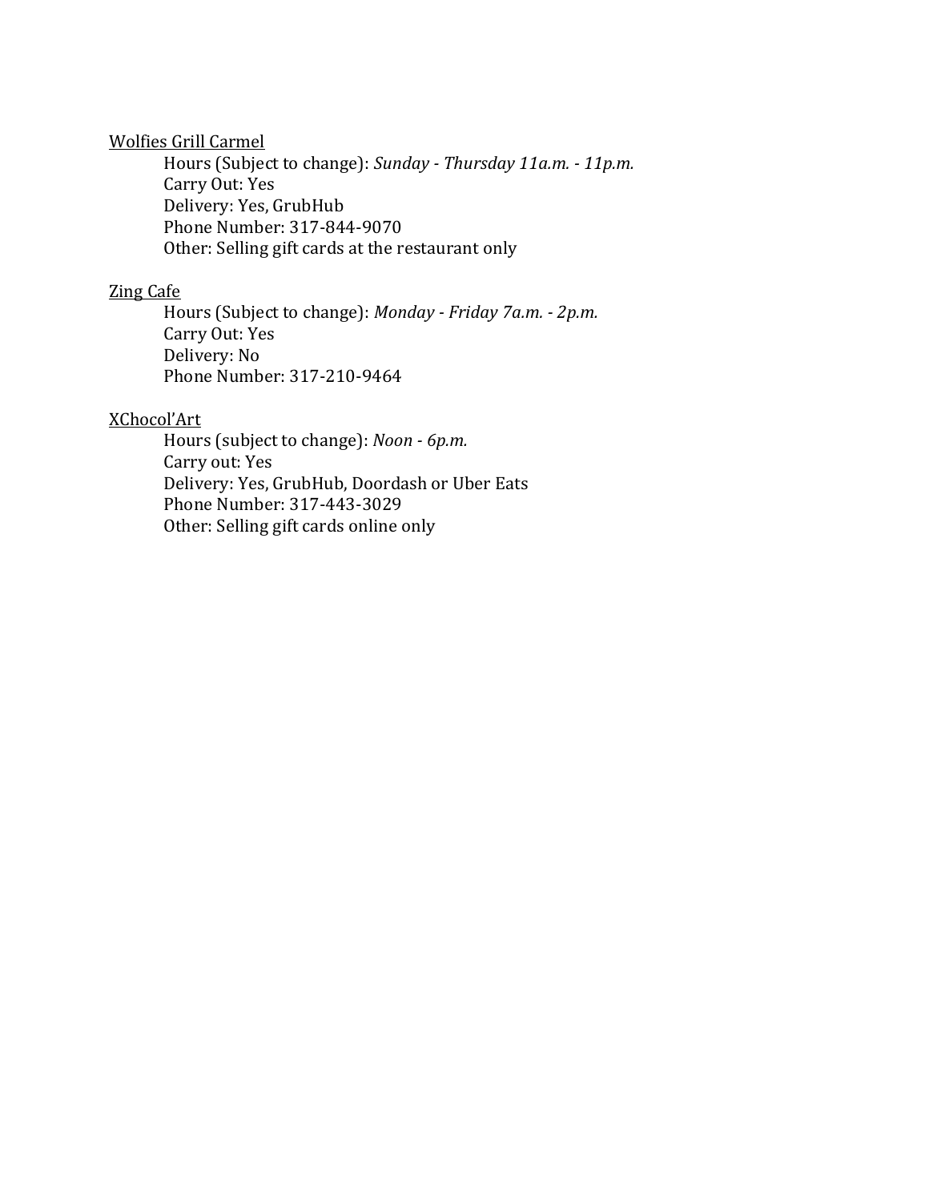Wolfies Grill Carmel

Hours (Subject to change): *Sunday - Thursday 11a.m. - 11p.m.*
Carry Out: Yes
Delivery: Yes, GrubHub
Phone Number: 317-844-9070
Other: Selling gift cards at the restaurant only

Zing Cafe

Hours (Subject to change): *Monday - Friday 7a.m. - 2p.m.*
Carry Out: Yes
Delivery: No
Phone Number: 317-210-9464

XChocol'Art

Hours (subject to change): *Noon - 6p.m.*
Carry out: Yes
Delivery: Yes, GrubHub, Doordash or Uber Eats
Phone Number: 317-443-3029
Other: Selling gift cards online only